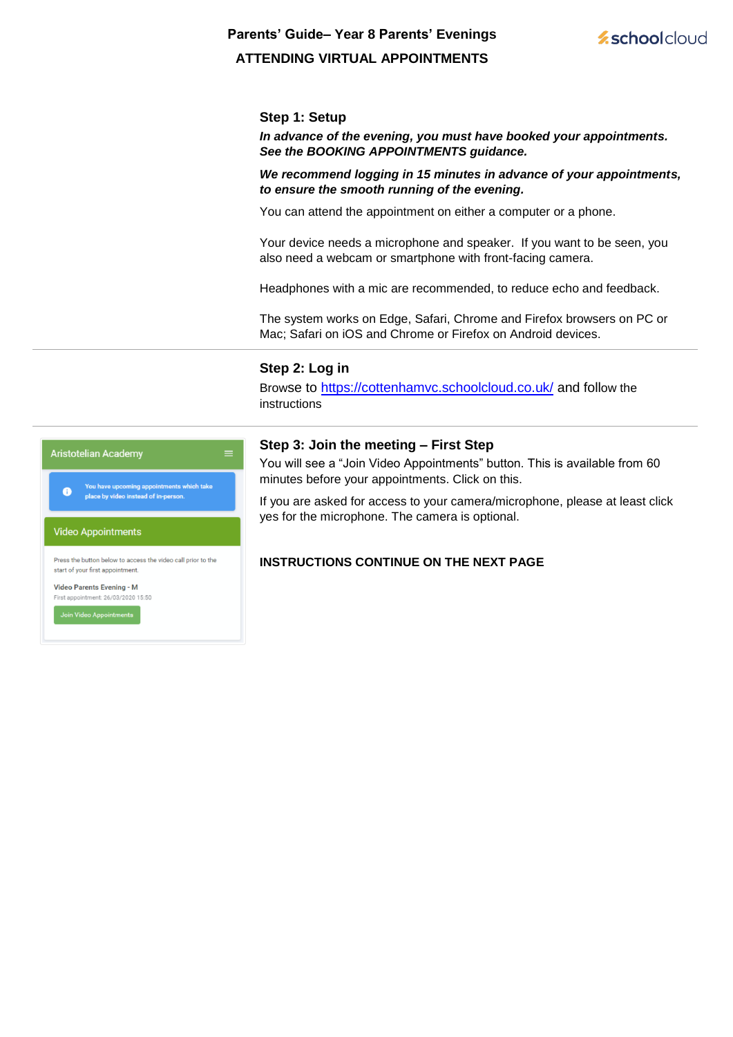# Parents' Guide– Year 8 Parents' Evenings

## ATTENDING VIRTUAL APPOINTMENTS

schoolcloud

### Step 1: Setup

***In advance of the evening, you must have booked your appointments. See the BOOKING APPOINTMENTS guidance.***

***We recommend logging in 15 minutes in advance of your appointments, to ensure the smooth running of the evening.***

You can attend the appointment on either a computer or a phone.

Your device needs a microphone and speaker. If you want to be seen, you also need a webcam or smartphone with front-facing camera.

Headphones with a mic are recommended, to reduce echo and feedback.

The system works on Edge, Safari, Chrome and Firefox browsers on PC or Mac; Safari on iOS and Chrome or Firefox on Android devices.

---

### Step 2: Log in

Browse to [https://cottenhamvc.schoolcloud.co.uk/](https://cottenhamvc.schoolcloud.co.uk/) and follow the instructions

---

Aristotelian Academy

You have upcoming appointments which take place by video instead of in-person.

Video Appointments

Press the button below to access the video call prior to the start of your first appointment.

Video Parents Evening - M

First appointment: 26/03/2020 15:50

Join Video Appointments

### Step 3: Join the meeting – First Step

You will see a "Join Video Appointments" button. This is available from 60 minutes before your appointments. Click on this.

If you are asked for access to your camera/microphone, please at least click yes for the microphone. The camera is optional.

**INSTRUCTIONS CONTINUE ON THE NEXT PAGE**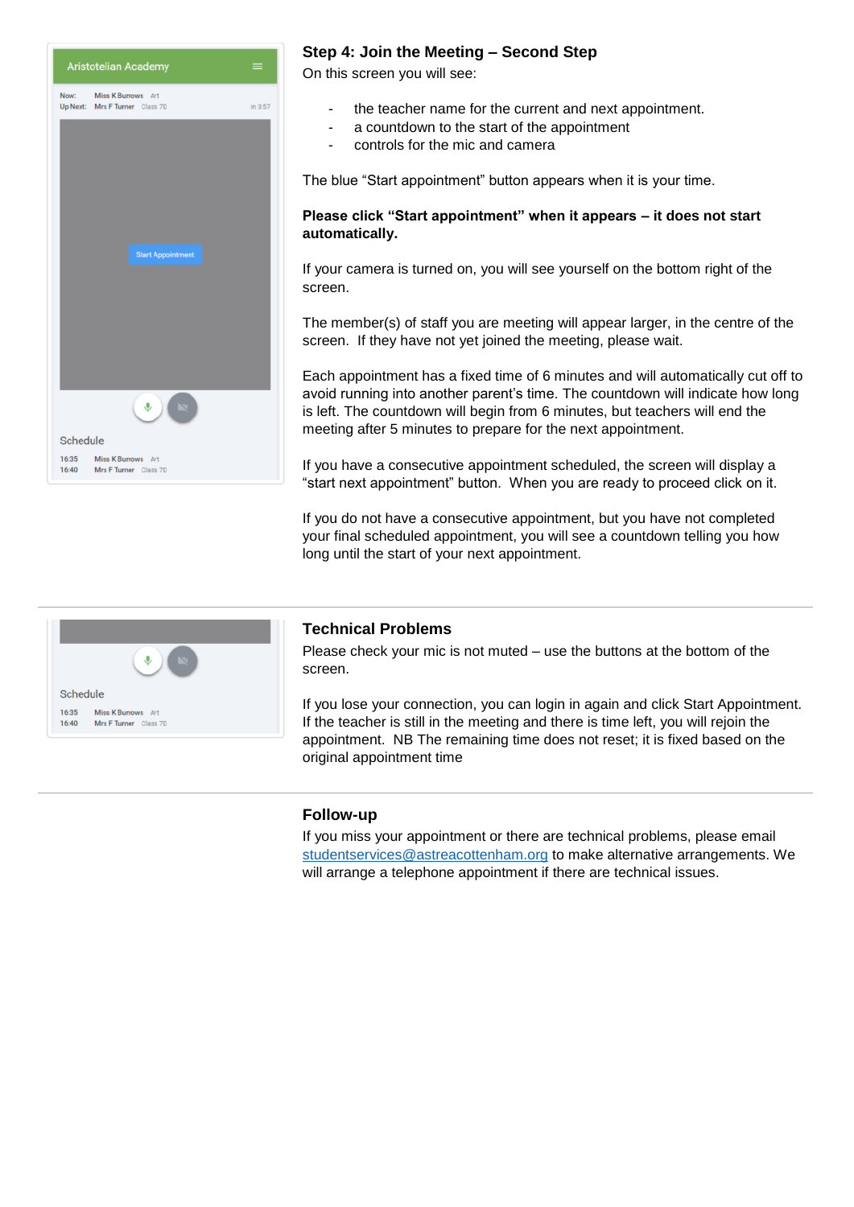## Step 4: Join the Meeting – Second Step

On this screen you will see:

- the teacher name for the current and next appointment.
- a countdown to the start of the appointment
- controls for the mic and camera

The blue "Start appointment" button appears when it is your time.

**Please click "Start appointment" when it appears – it does not start automatically.**

If your camera is turned on, you will see yourself on the bottom right of the screen.

The member(s) of staff you are meeting will appear larger, in the centre of the screen. If they have not yet joined the meeting, please wait.

Each appointment has a fixed time of 6 minutes and will automatically cut off to avoid running into another parent's time. The countdown will indicate how long is left. The countdown will begin from 6 minutes, but teachers will end the meeting after 5 minutes to prepare for the next appointment.

If you have a consecutive appointment scheduled, the screen will display a "start next appointment" button. When you are ready to proceed click on it.

If you do not have a consecutive appointment, but you have not completed your final scheduled appointment, you will see a countdown telling you how long until the start of your next appointment.

## Technical Problems

Please check your mic is not muted – use the buttons at the bottom of the screen.

If you lose your connection, you can login in again and click Start Appointment. If the teacher is still in the meeting and there is time left, you will rejoin the appointment. NB The remaining time does not reset; it is fixed based on the original appointment time

## Follow-up

If you miss your appointment or there are technical problems, please email studentservices@astreacottenham.org to make alternative arrangements. We will arrange a telephone appointment if there are technical issues.